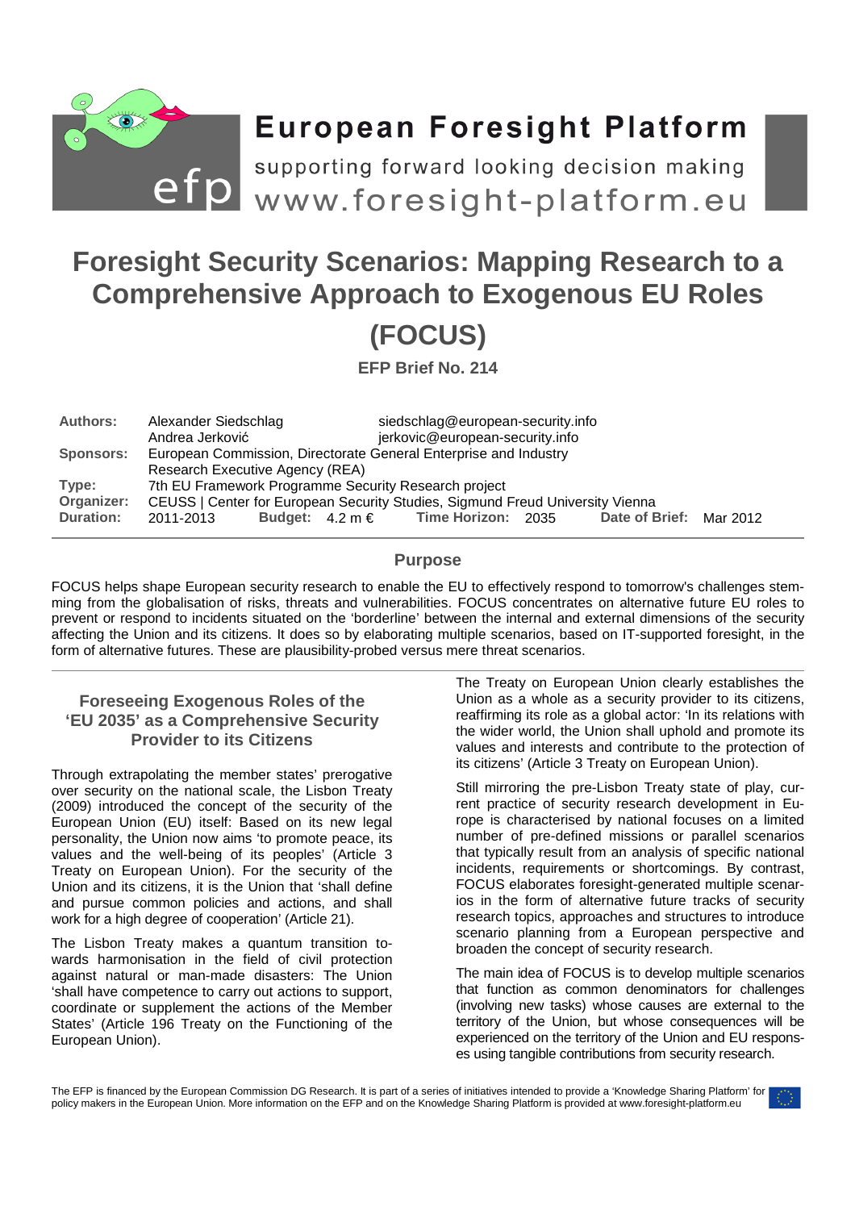# European Foresight Platform

supporting forward looking decision making

www.foresight-platform.eu

# Foresight Security Scenarios: Mapping Research to a Comprehensive Approach to Exogenous EU Roles (FOCUS)

**EFP Brief No. 214**

| | |
|---|---|
| **Authors:** | Alexander Siedschlag siedschlag@european-security.info<br>Andrea Jerković jerkovic@european-security.info |
| **Sponsors:** | European Commission, Directorate General Enterprise and Industry Research Executive Agency (REA) |
| **Type:** | 7th EU Framework Programme Security Research project |
| **Organizer:** | CEUSS \| Center for European Security Studies, Sigmund Freud University Vienna |
| **Duration:** | 2011-2013 **Budget:** 4.2 m € **Time Horizon:** 2035 **Date of Brief:** Mar 2012 |

## Purpose

FOCUS helps shape European security research to enable the EU to effectively respond to tomorrow's challenges stemming from the globalisation of risks, threats and vulnerabilities. FOCUS concentrates on alternative future EU roles to prevent or respond to incidents situated on the 'borderline' between the internal and external dimensions of the security affecting the Union and its citizens. It does so by elaborating multiple scenarios, based on IT-supported foresight, in the form of alternative futures. These are plausibility-probed versus mere threat scenarios.

## Foreseeing Exogenous Roles of the 'EU 2035' as a Comprehensive Security Provider to its Citizens

Through extrapolating the member states' prerogative over security on the national scale, the Lisbon Treaty (2009) introduced the concept of the security of the European Union (EU) itself: Based on its new legal personality, the Union now aims 'to promote peace, its values and the well-being of its peoples' (Article 3 Treaty on European Union). For the security of the Union and its citizens, it is the Union that 'shall define and pursue common policies and actions, and shall work for a high degree of cooperation' (Article 21).

The Lisbon Treaty makes a quantum transition towards harmonisation in the field of civil protection against natural or man-made disasters: The Union 'shall have competence to carry out actions to support, coordinate or supplement the actions of the Member States' (Article 196 Treaty on the Functioning of the European Union).

The Treaty on European Union clearly establishes the Union as a whole as a security provider to its citizens, reaffirming its role as a global actor: 'In its relations with the wider world, the Union shall uphold and promote its values and interests and contribute to the protection of its citizens' (Article 3 Treaty on European Union).

Still mirroring the pre-Lisbon Treaty state of play, current practice of security research development in Europe is characterised by national focuses on a limited number of pre-defined missions or parallel scenarios that typically result from an analysis of specific national incidents, requirements or shortcomings. By contrast, FOCUS elaborates foresight-generated multiple scenarios in the form of alternative future tracks of security research topics, approaches and structures to introduce scenario planning from a European perspective and broaden the concept of security research.

The main idea of FOCUS is to develop multiple scenarios that function as common denominators for challenges (involving new tasks) whose causes are external to the territory of the Union, but whose consequences will be experienced on the territory of the Union and EU responses using tangible contributions from security research.

The EFP is financed by the European Commission DG Research. It is part of a series of initiatives intended to provide a 'Knowledge Sharing Platform' for policy makers in the European Union. More information on the EFP and on the Knowledge Sharing Platform is provided at www.foresight-platform.eu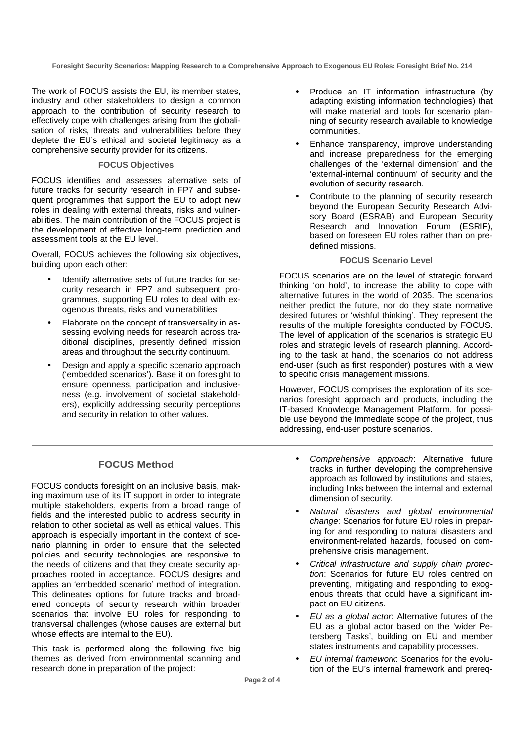The work of FOCUS assists the EU, its member states, industry and other stakeholders to design a common approach to the contribution of security research to effectively cope with challenges arising from the globalisation of risks, threats and vulnerabilities before they deplete the EU's ethical and societal legitimacy as a comprehensive security provider for its citizens.

### FOCUS Objectives

FOCUS identifies and assesses alternative sets of future tracks for security research in FP7 and subsequent programmes that support the EU to adopt new roles in dealing with external threats, risks and vulnerabilities. The main contribution of the FOCUS project is the development of effective long-term prediction and assessment tools at the EU level.

Overall, FOCUS achieves the following six objectives, building upon each other:

- Identify alternative sets of future tracks for security research in FP7 and subsequent programmes, supporting EU roles to deal with exogenous threats, risks and vulnerabilities.
- Elaborate on the concept of transversality in assessing evolving needs for research across traditional disciplines, presently defined mission areas and throughout the security continuum.
- Design and apply a specific scenario approach ('embedded scenarios'). Base it on foresight to ensure openness, participation and inclusiveness (e.g. involvement of societal stakeholders), explicitly addressing security perceptions and security in relation to other values.
- Produce an IT information infrastructure (by adapting existing information technologies) that will make material and tools for scenario planning of security research available to knowledge communities.
- Enhance transparency, improve understanding and increase preparedness for the emerging challenges of the 'external dimension' and the 'external-internal continuum' of security and the evolution of security research.
- Contribute to the planning of security research beyond the European Security Research Advisory Board (ESRAB) and European Security Research and Innovation Forum (ESRIF), based on foreseen EU roles rather than on predefined missions.

### FOCUS Scenario Level

FOCUS scenarios are on the level of strategic forward thinking 'on hold', to increase the ability to cope with alternative futures in the world of 2035. The scenarios neither predict the future, nor do they state normative desired futures or 'wishful thinking'. They represent the results of the multiple foresights conducted by FOCUS. The level of application of the scenarios is strategic EU roles and strategic levels of research planning. According to the task at hand, the scenarios do not address end-user (such as first responder) postures with a view to specific crisis management missions.

However, FOCUS comprises the exploration of its scenarios foresight approach and products, including the IT-based Knowledge Management Platform, for possible use beyond the immediate scope of the project, thus addressing, end-user posture scenarios.

## FOCUS Method

FOCUS conducts foresight on an inclusive basis, making maximum use of its IT support in order to integrate multiple stakeholders, experts from a broad range of fields and the interested public to address security in relation to other societal as well as ethical values. This approach is especially important in the context of scenario planning in order to ensure that the selected policies and security technologies are responsive to the needs of citizens and that they create security approaches rooted in acceptance. FOCUS designs and applies an 'embedded scenario' method of integration. This delineates options for future tracks and broadened concepts of security research within broader scenarios that involve EU roles for responding to transversal challenges (whose causes are external but whose effects are internal to the EU).

This task is performed along the following five big themes as derived from environmental scanning and research done in preparation of the project:

- *Comprehensive approach*: Alternative future tracks in further developing the comprehensive approach as followed by institutions and states, including links between the internal and external dimension of security.
- *Natural disasters and global environmental change*: Scenarios for future EU roles in preparing for and responding to natural disasters and environment-related hazards, focused on comprehensive crisis management.
- *Critical infrastructure and supply chain protection*: Scenarios for future EU roles centred on preventing, mitigating and responding to exogenous threats that could have a significant impact on EU citizens.
- *EU as a global actor*: Alternative futures of the EU as a global actor based on the 'wider Petersberg Tasks', building on EU and member states instruments and capability processes.
- *EU internal framework*: Scenarios for the evolution of the EU's internal framework and prereq-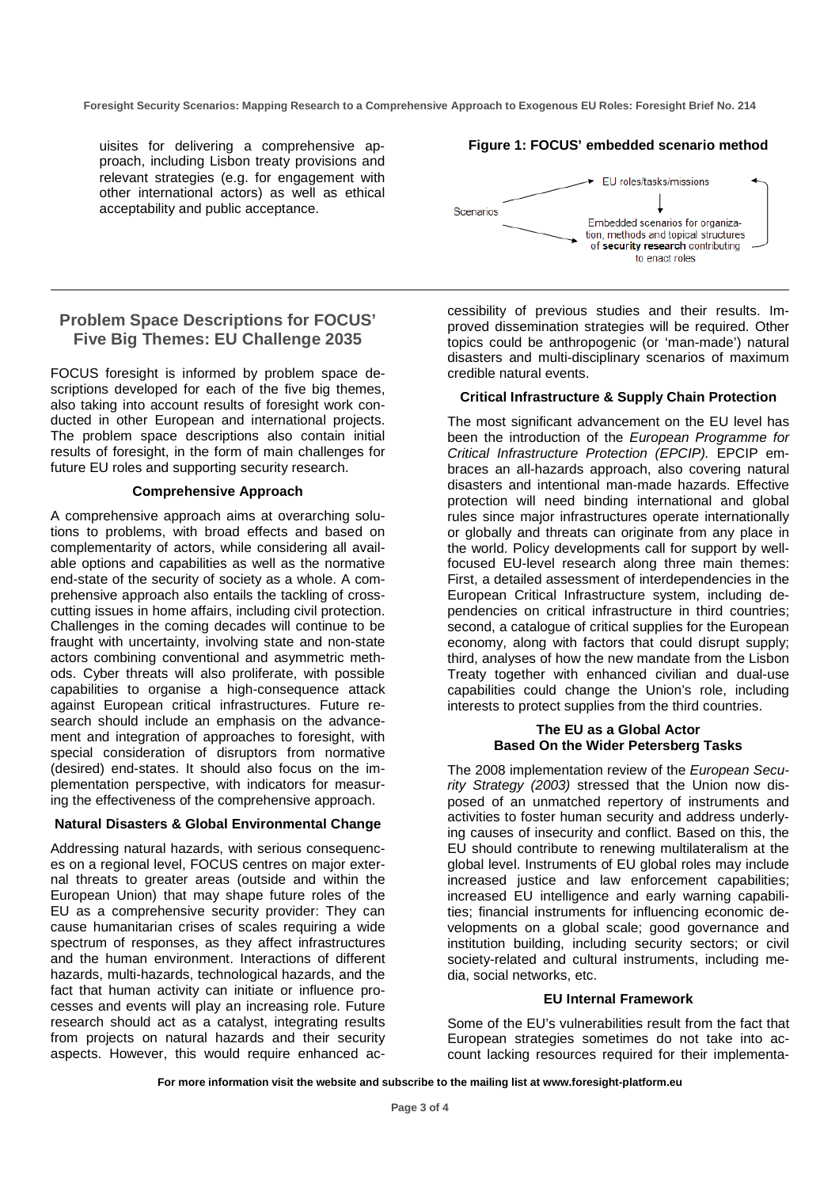uisites for delivering a comprehensive approach, including Lisbon treaty provisions and relevant strategies (e.g. for engagement with other international actors) as well as ethical acceptability and public acceptance.

**Figure 1: FOCUS' embedded scenario method**

Scenarios → EU roles/tasks/missions → Embedded scenarios for organization, methods and topical structures of **security research** contributing to enact roles

## Problem Space Descriptions for FOCUS' Five Big Themes: EU Challenge 2035

FOCUS foresight is informed by problem space descriptions developed for each of the five big themes, also taking into account results of foresight work conducted in other European and international projects. The problem space descriptions also contain initial results of foresight, in the form of main challenges for future EU roles and supporting security research.

### Comprehensive Approach

A comprehensive approach aims at overarching solutions to problems, with broad effects and based on complementarity of actors, while considering all available options and capabilities as well as the normative end-state of the security of society as a whole. A comprehensive approach also entails the tackling of cross-cutting issues in home affairs, including civil protection. Challenges in the coming decades will continue to be fraught with uncertainty, involving state and non-state actors combining conventional and asymmetric methods. Cyber threats will also proliferate, with possible capabilities to organise a high-consequence attack against European critical infrastructures. Future research should include an emphasis on the advancement and integration of approaches to foresight, with special consideration of disruptors from normative (desired) end-states. It should also focus on the implementation perspective, with indicators for measuring the effectiveness of the comprehensive approach.

### Natural Disasters & Global Environmental Change

Addressing natural hazards, with serious consequences on a regional level, FOCUS centres on major external threats to greater areas (outside and within the European Union) that may shape future roles of the EU as a comprehensive security provider: They can cause humanitarian crises of scales requiring a wide spectrum of responses, as they affect infrastructures and the human environment. Interactions of different hazards, multi-hazards, technological hazards, and the fact that human activity can initiate or influence processes and events will play an increasing role. Future research should act as a catalyst, integrating results from projects on natural hazards and their security aspects. However, this would require enhanced accessibility of previous studies and their results. Improved dissemination strategies will be required. Other topics could be anthropogenic (or 'man-made') natural disasters and multi-disciplinary scenarios of maximum credible natural events.

### Critical Infrastructure & Supply Chain Protection

The most significant advancement on the EU level has been the introduction of the *European Programme for Critical Infrastructure Protection (EPCIP).* EPCIP embraces an all-hazards approach, also covering natural disasters and intentional man-made hazards. Effective protection will need binding international and global rules since major infrastructures operate internationally or globally and threats can originate from any place in the world. Policy developments call for support by well-focused EU-level research along three main themes: First, a detailed assessment of interdependencies in the European Critical Infrastructure system, including dependencies on critical infrastructure in third countries; second, a catalogue of critical supplies for the European economy, along with factors that could disrupt supply; third, analyses of how the new mandate from the Lisbon Treaty together with enhanced civilian and dual-use capabilities could change the Union's role, including interests to protect supplies from the third countries.

### The EU as a Global Actor Based On the Wider Petersberg Tasks

The 2008 implementation review of the *European Security Strategy (2003)* stressed that the Union now disposed of an unmatched repertory of instruments and activities to foster human security and address underlying causes of insecurity and conflict. Based on this, the EU should contribute to renewing multilateralism at the global level. Instruments of EU global roles may include increased justice and law enforcement capabilities; increased EU intelligence and early warning capabilities; financial instruments for influencing economic developments on a global scale; good governance and institution building, including security sectors; or civil society-related and cultural instruments, including media, social networks, etc.

### EU Internal Framework

Some of the EU's vulnerabilities result from the fact that European strategies sometimes do not take into account lacking resources required for their implementa-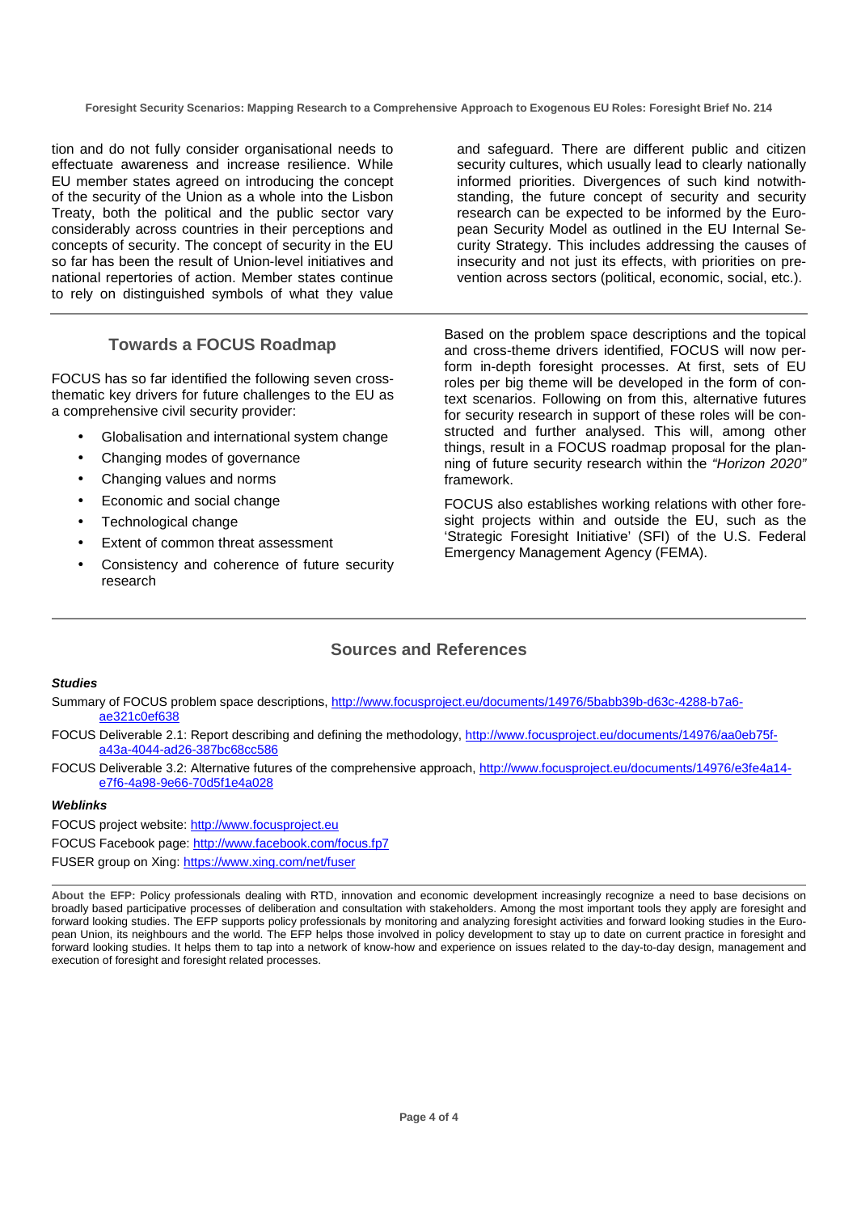tion and do not fully consider organisational needs to effectuate awareness and increase resilience. While EU member states agreed on introducing the concept of the security of the Union as a whole into the Lisbon Treaty, both the political and the public sector vary considerably across countries in their perceptions and concepts of security. The concept of security in the EU so far has been the result of Union-level initiatives and national repertories of action. Member states continue to rely on distinguished symbols of what they value and safeguard. There are different public and citizen security cultures, which usually lead to clearly nationally informed priorities. Divergences of such kind notwithstanding, the future concept of security and security research can be expected to be informed by the European Security Model as outlined in the EU Internal Security Strategy. This includes addressing the causes of insecurity and not just its effects, with priorities on prevention across sectors (political, economic, social, etc.).

## Towards a FOCUS Roadmap

FOCUS has so far identified the following seven cross-thematic key drivers for future challenges to the EU as a comprehensive civil security provider:

- Globalisation and international system change
- Changing modes of governance
- Changing values and norms
- Economic and social change
- Technological change
- Extent of common threat assessment
- Consistency and coherence of future security research

Based on the problem space descriptions and the topical and cross-theme drivers identified, FOCUS will now perform in-depth foresight processes. At first, sets of EU roles per big theme will be developed in the form of context scenarios. Following on from this, alternative futures for security research in support of these roles will be constructed and further analysed. This will, among other things, result in a FOCUS roadmap proposal for the planning of future security research within the *"Horizon 2020"* framework.

FOCUS also establishes working relations with other foresight projects within and outside the EU, such as the 'Strategic Foresight Initiative' (SFI) of the U.S. Federal Emergency Management Agency (FEMA).

## Sources and References

***Studies***

Summary of FOCUS problem space descriptions, http://www.focusproject.eu/documents/14976/5babb39b-d63c-4288-b7a6-ae321c0ef638

FOCUS Deliverable 2.1: Report describing and defining the methodology, http://www.focusproject.eu/documents/14976/aa0eb75f-a43a-4044-ad26-387bc68cc586

FOCUS Deliverable 3.2: Alternative futures of the comprehensive approach, http://www.focusproject.eu/documents/14976/e3fe4a14-e7f6-4a98-9e66-70d5f1e4a028

***Weblinks***

FOCUS project website: http://www.focusproject.eu

FOCUS Facebook page: http://www.facebook.com/focus.fp7

FUSER group on Xing: https://www.xing.com/net/fuser

**About the EFP:** Policy professionals dealing with RTD, innovation and economic development increasingly recognize a need to base decisions on broadly based participative processes of deliberation and consultation with stakeholders. Among the most important tools they apply are foresight and forward looking studies. The EFP supports policy professionals by monitoring and analyzing foresight activities and forward looking studies in the European Union, its neighbours and the world. The EFP helps those involved in policy development to stay up to date on current practice in foresight and forward looking studies. It helps them to tap into a network of know-how and experience on issues related to the day-to-day design, management and execution of foresight and foresight related processes.